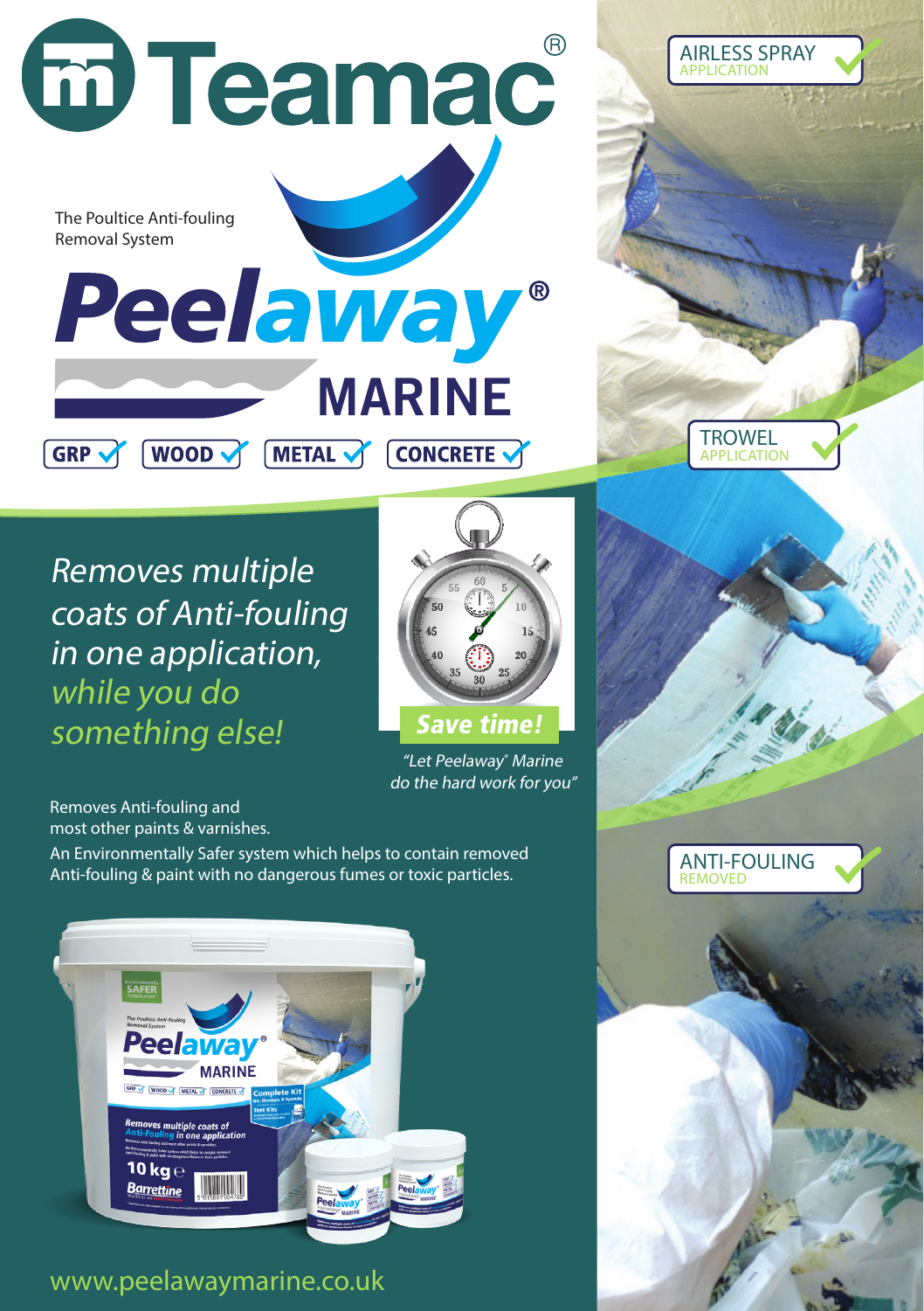# Teamac®

The Poultice Anti-fouling Removal System

# Peelaway® MARINE

GRP ✓ WOOD ✓ METAL ✓ CONCRETE ✓

AIRLESS SPRAY APPLICATION ✓

TROWEL APPLICATION ✓

ANTI-FOULING REMOVED ✓

*Removes multiple coats of Anti-fouling in one application, while you do something else!*

**Save time!**

*"Let Peelaway® Marine do the hard work for you"*

Removes Anti-fouling and most other paints & varnishes.

An Environmentally Safer system which helps to contain removed Anti-fouling & paint with no dangerous fumes or toxic particles.

www.peelawaymarine.co.uk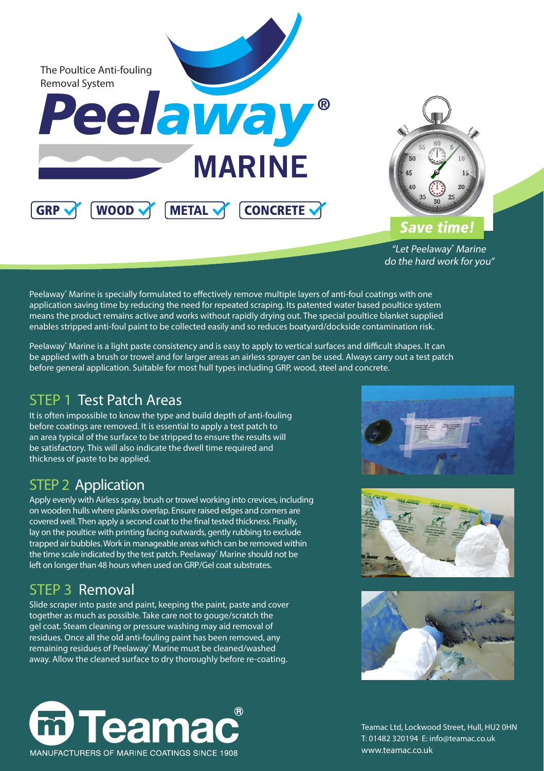The Poultice Anti-fouling Removal System

# Peelaway® MARINE

GRP ✓ WOOD ✓ METAL ✓ CONCRETE ✓

**Save time!**

*"Let Peelaway® Marine do the hard work for you"*

Peelaway® Marine is specially formulated to effectively remove multiple layers of anti-foul coatings with one application saving time by reducing the need for repeated scraping. Its patented water based poultice system means the product remains active and works without rapidly drying out. The special poultice blanket supplied enables stripped anti-foul paint to be collected easily and so reduces boatyard/dockside contamination risk.

Peelaway® Marine is a light paste consistency and is easy to apply to vertical surfaces and difficult shapes. It can be applied with a brush or trowel and for larger areas an airless sprayer can be used. Always carry out a test patch before general application. Suitable for most hull types including GRP, wood, steel and concrete.

## STEP 1 Test Patch Areas

It is often impossible to know the type and build depth of anti-fouling before coatings are removed. It is essential to apply a test patch to an area typical of the surface to be stripped to ensure the results will be satisfactory. This will also indicate the dwell time required and thickness of paste to be applied.

## STEP 2 Application

Apply evenly with Airless spray, brush or trowel working into crevices, including on wooden hulls where planks overlap. Ensure raised edges and corners are covered well. Then apply a second coat to the final tested thickness. Finally, lay on the poultice with printing facing outwards, gently rubbing to exclude trapped air bubbles. Work in manageable areas which can be removed within the time scale indicated by the test patch. Peelaway® Marine should not be left on longer than 48 hours when used on GRP/Gel coat substrates.

## STEP 3 Removal

Slide scraper into paste and paint, keeping the paint, paste and cover together as much as possible. Take care not to gouge/scratch the gel coat. Steam cleaning or pressure washing may aid removal of residues. Once all the old anti-fouling paint has been removed, any remaining residues of Peelaway® Marine must be cleaned/washed away. Allow the cleaned surface to dry thoroughly before re-coating.

**Teamac®**
MANUFACTURERS OF MARINE COATINGS SINCE 1908

Teamac Ltd, Lockwood Street, Hull, HU2 0HN
T: 01482 320194 E: info@teamac.co.uk
www.teamac.co.uk